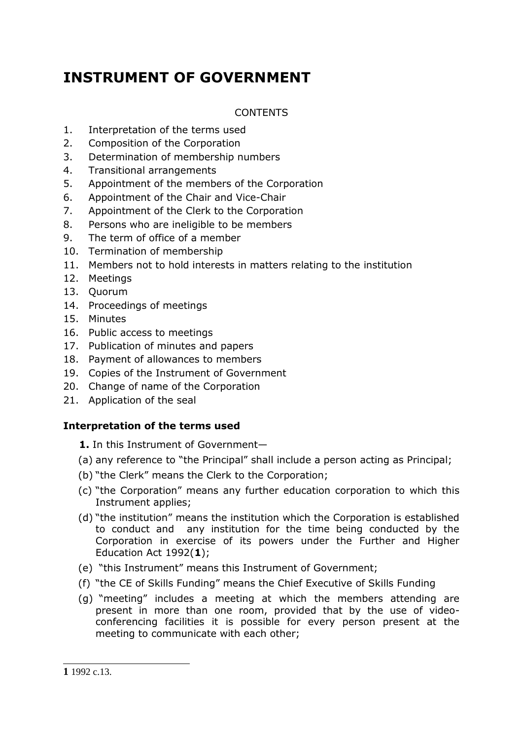# INSTRUMENT OF GOVERNMENT

CONTENTS

1. Interpretation of the terms used
2. Composition of the Corporation
3. Determination of membership numbers
4. Transitional arrangements
5. Appointment of the members of the Corporation
6. Appointment of the Chair and Vice-Chair
7. Appointment of the Clerk to the Corporation
8. Persons who are ineligible to be members
9. The term of office of a member
10. Termination of membership
11. Members not to hold interests in matters relating to the institution
12. Meetings
13. Quorum
14. Proceedings of meetings
15. Minutes
16. Public access to meetings
17. Publication of minutes and papers
18. Payment of allowances to members
19. Copies of the Instrument of Government
20. Change of name of the Corporation
21. Application of the seal

## Interpretation of the terms used

**1.** In this Instrument of Government—

(a) any reference to "the Principal" shall include a person acting as Principal;

(b) "the Clerk" means the Clerk to the Corporation;

(c) "the Corporation" means any further education corporation to which this Instrument applies;

(d) "the institution" means the institution which the Corporation is established to conduct and any institution for the time being conducted by the Corporation in exercise of its powers under the Further and Higher Education Act 1992(**1**);

(e) "this Instrument" means this Instrument of Government;

(f) "the CE of Skills Funding" means the Chief Executive of Skills Funding

(g) "meeting" includes a meeting at which the members attending are present in more than one room, provided that by the use of video-conferencing facilities it is possible for every person present at the meeting to communicate with each other;

---

**1** 1992 c.13.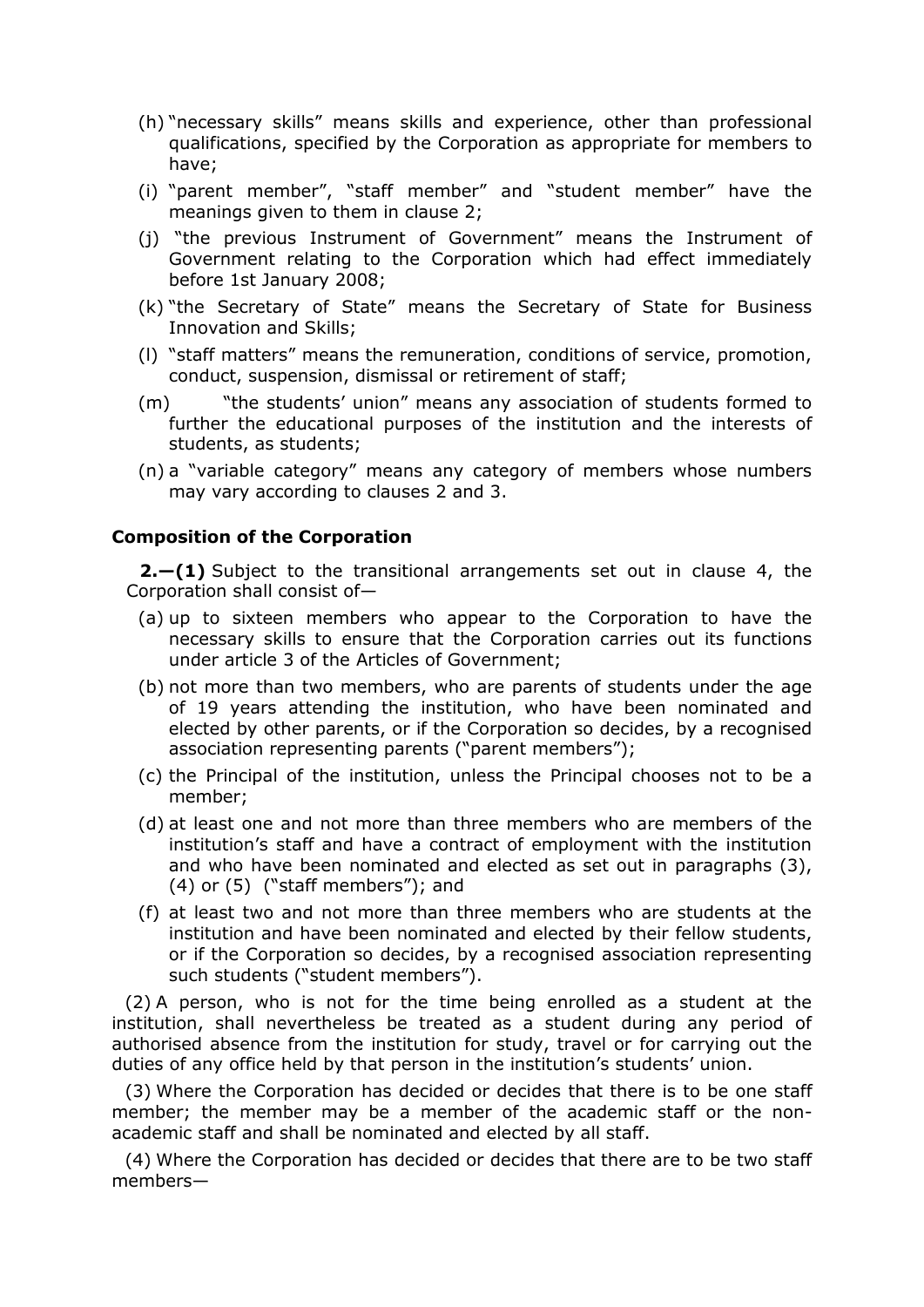(h) "necessary skills" means skills and experience, other than professional qualifications, specified by the Corporation as appropriate for members to have;

(i) "parent member", "staff member" and "student member" have the meanings given to them in clause 2;

(j) "the previous Instrument of Government" means the Instrument of Government relating to the Corporation which had effect immediately before 1st January 2008;

(k) "the Secretary of State" means the Secretary of State for Business Innovation and Skills;

(l) "staff matters" means the remuneration, conditions of service, promotion, conduct, suspension, dismissal or retirement of staff;

(m) "the students' union" means any association of students formed to further the educational purposes of the institution and the interests of students, as students;

(n) a "variable category" means any category of members whose numbers may vary according to clauses 2 and 3.

**Composition of the Corporation**

**2.—(1)** Subject to the transitional arrangements set out in clause 4, the Corporation shall consist of—

(a) up to sixteen members who appear to the Corporation to have the necessary skills to ensure that the Corporation carries out its functions under article 3 of the Articles of Government;

(b) not more than two members, who are parents of students under the age of 19 years attending the institution, who have been nominated and elected by other parents, or if the Corporation so decides, by a recognised association representing parents ("parent members");

(c) the Principal of the institution, unless the Principal chooses not to be a member;

(d) at least one and not more than three members who are members of the institution's staff and have a contract of employment with the institution and who have been nominated and elected as set out in paragraphs (3), (4) or (5) ("staff members"); and

(f) at least two and not more than three members who are students at the institution and have been nominated and elected by their fellow students, or if the Corporation so decides, by a recognised association representing such students ("student members").

(2) A person, who is not for the time being enrolled as a student at the institution, shall nevertheless be treated as a student during any period of authorised absence from the institution for study, travel or for carrying out the duties of any office held by that person in the institution's students' union.

(3) Where the Corporation has decided or decides that there is to be one staff member; the member may be a member of the academic staff or the non-academic staff and shall be nominated and elected by all staff.

(4) Where the Corporation has decided or decides that there are to be two staff members—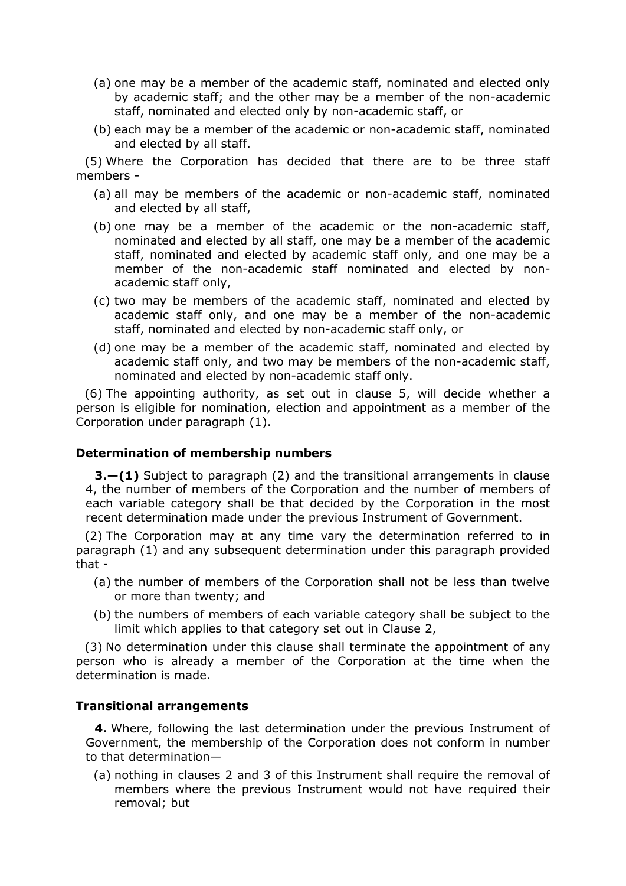(a) one may be a member of the academic staff, nominated and elected only by academic staff; and the other may be a member of the non-academic staff, nominated and elected only by non-academic staff, or

(b) each may be a member of the academic or non-academic staff, nominated and elected by all staff.

(5) Where the Corporation has decided that there are to be three staff members -

(a) all may be members of the academic or non-academic staff, nominated and elected by all staff,

(b) one may be a member of the academic or the non-academic staff, nominated and elected by all staff, one may be a member of the academic staff, nominated and elected by academic staff only, and one may be a member of the non-academic staff nominated and elected by non-academic staff only,

(c) two may be members of the academic staff, nominated and elected by academic staff only, and one may be a member of the non-academic staff, nominated and elected by non-academic staff only, or

(d) one may be a member of the academic staff, nominated and elected by academic staff only, and two may be members of the non-academic staff, nominated and elected by non-academic staff only.

(6) The appointing authority, as set out in clause 5, will decide whether a person is eligible for nomination, election and appointment as a member of the Corporation under paragraph (1).

### Determination of membership numbers

**3.—(1)** Subject to paragraph (2) and the transitional arrangements in clause 4, the number of members of the Corporation and the number of members of each variable category shall be that decided by the Corporation in the most recent determination made under the previous Instrument of Government.

(2) The Corporation may at any time vary the determination referred to in paragraph (1) and any subsequent determination under this paragraph provided that -

(a) the number of members of the Corporation shall not be less than twelve or more than twenty; and

(b) the numbers of members of each variable category shall be subject to the limit which applies to that category set out in Clause 2,

(3) No determination under this clause shall terminate the appointment of any person who is already a member of the Corporation at the time when the determination is made.

### Transitional arrangements

**4.** Where, following the last determination under the previous Instrument of Government, the membership of the Corporation does not conform in number to that determination—

(a) nothing in clauses 2 and 3 of this Instrument shall require the removal of members where the previous Instrument would not have required their removal; but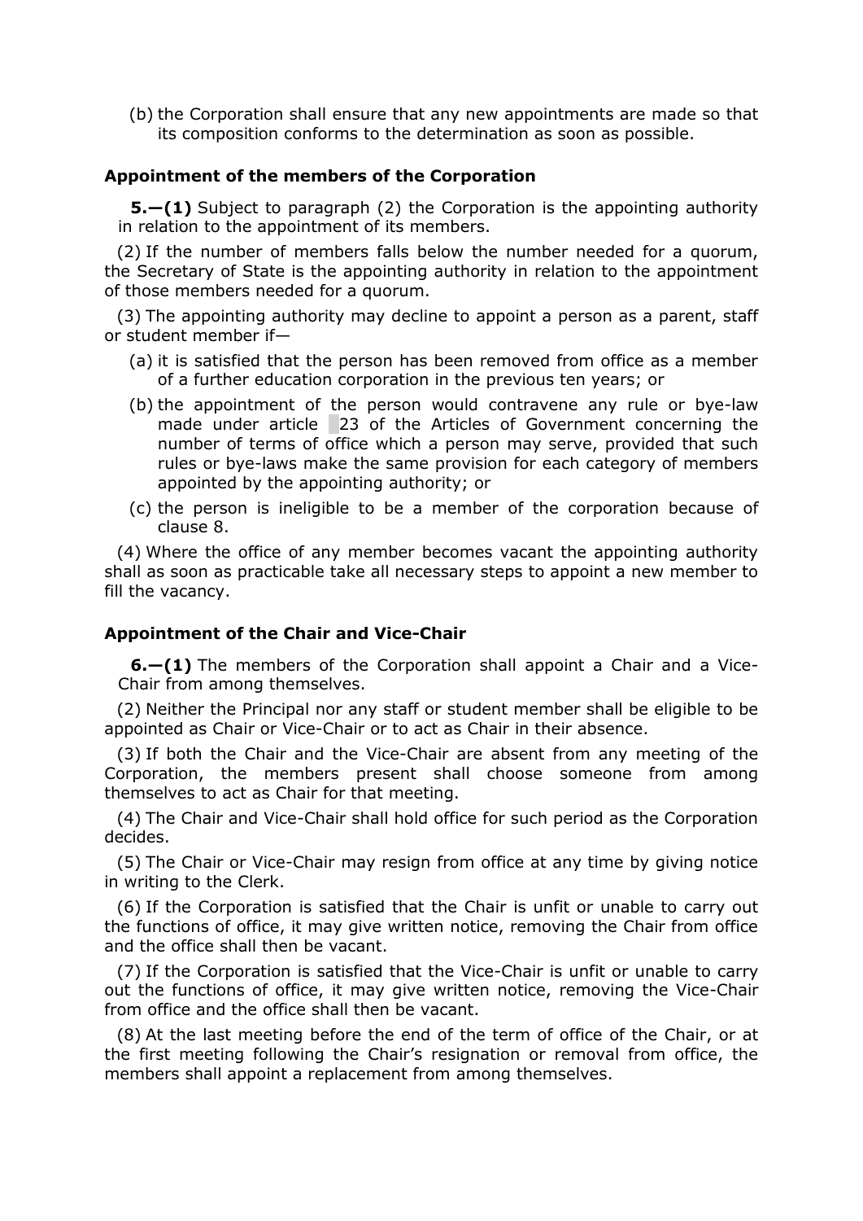(b) the Corporation shall ensure that any new appointments are made so that its composition conforms to the determination as soon as possible.

### Appointment of the members of the Corporation

**5.—(1)** Subject to paragraph (2) the Corporation is the appointing authority in relation to the appointment of its members.

(2) If the number of members falls below the number needed for a quorum, the Secretary of State is the appointing authority in relation to the appointment of those members needed for a quorum.

(3) The appointing authority may decline to appoint a person as a parent, staff or student member if—

(a) it is satisfied that the person has been removed from office as a member of a further education corporation in the previous ten years; or

(b) the appointment of the person would contravene any rule or bye-law made under article 23 of the Articles of Government concerning the number of terms of office which a person may serve, provided that such rules or bye-laws make the same provision for each category of members appointed by the appointing authority; or

(c) the person is ineligible to be a member of the corporation because of clause 8.

(4) Where the office of any member becomes vacant the appointing authority shall as soon as practicable take all necessary steps to appoint a new member to fill the vacancy.

### Appointment of the Chair and Vice-Chair

**6.—(1)** The members of the Corporation shall appoint a Chair and a Vice-Chair from among themselves.

(2) Neither the Principal nor any staff or student member shall be eligible to be appointed as Chair or Vice-Chair or to act as Chair in their absence.

(3) If both the Chair and the Vice-Chair are absent from any meeting of the Corporation, the members present shall choose someone from among themselves to act as Chair for that meeting.

(4) The Chair and Vice-Chair shall hold office for such period as the Corporation decides.

(5) The Chair or Vice-Chair may resign from office at any time by giving notice in writing to the Clerk.

(6) If the Corporation is satisfied that the Chair is unfit or unable to carry out the functions of office, it may give written notice, removing the Chair from office and the office shall then be vacant.

(7) If the Corporation is satisfied that the Vice-Chair is unfit or unable to carry out the functions of office, it may give written notice, removing the Vice-Chair from office and the office shall then be vacant.

(8) At the last meeting before the end of the term of office of the Chair, or at the first meeting following the Chair's resignation or removal from office, the members shall appoint a replacement from among themselves.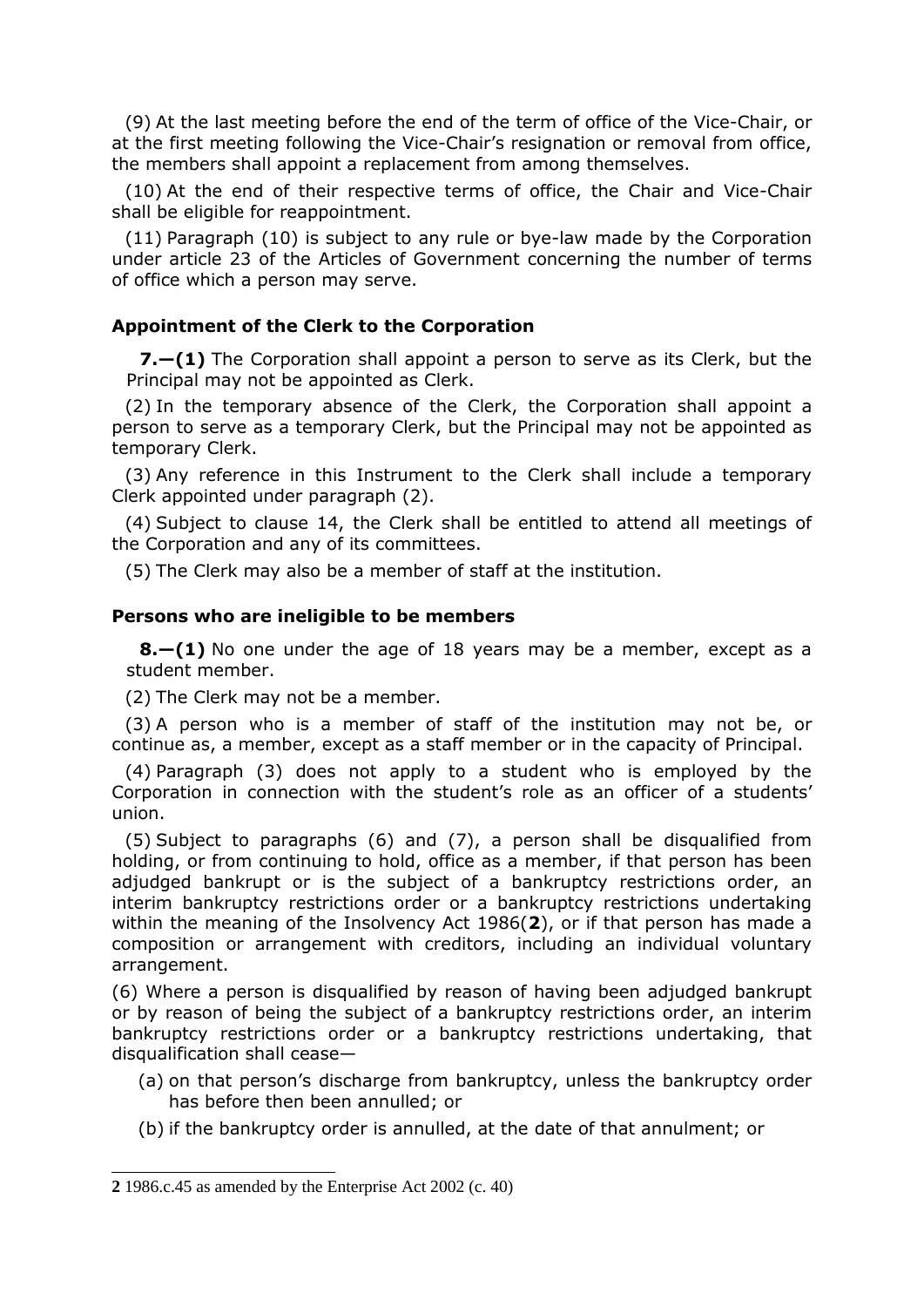(9) At the last meeting before the end of the term of office of the Vice-Chair, or at the first meeting following the Vice-Chair's resignation or removal from office, the members shall appoint a replacement from among themselves.

(10) At the end of their respective terms of office, the Chair and Vice-Chair shall be eligible for reappointment.

(11) Paragraph (10) is subject to any rule or bye-law made by the Corporation under article 23 of the Articles of Government concerning the number of terms of office which a person may serve.

### Appointment of the Clerk to the Corporation

**7.—(1)** The Corporation shall appoint a person to serve as its Clerk, but the Principal may not be appointed as Clerk.

(2) In the temporary absence of the Clerk, the Corporation shall appoint a person to serve as a temporary Clerk, but the Principal may not be appointed as temporary Clerk.

(3) Any reference in this Instrument to the Clerk shall include a temporary Clerk appointed under paragraph (2).

(4) Subject to clause 14, the Clerk shall be entitled to attend all meetings of the Corporation and any of its committees.

(5) The Clerk may also be a member of staff at the institution.

### Persons who are ineligible to be members

**8.—(1)** No one under the age of 18 years may be a member, except as a student member.

(2) The Clerk may not be a member.

(3) A person who is a member of staff of the institution may not be, or continue as, a member, except as a staff member or in the capacity of Principal.

(4) Paragraph (3) does not apply to a student who is employed by the Corporation in connection with the student's role as an officer of a students' union.

(5) Subject to paragraphs (6) and (7), a person shall be disqualified from holding, or from continuing to hold, office as a member, if that person has been adjudged bankrupt or is the subject of a bankruptcy restrictions order, an interim bankruptcy restrictions order or a bankruptcy restrictions undertaking within the meaning of the Insolvency Act 1986(**2**), or if that person has made a composition or arrangement with creditors, including an individual voluntary arrangement.

(6) Where a person is disqualified by reason of having been adjudged bankrupt or by reason of being the subject of a bankruptcy restrictions order, an interim bankruptcy restrictions order or a bankruptcy restrictions undertaking, that disqualification shall cease—

(a) on that person's discharge from bankruptcy, unless the bankruptcy order has before then been annulled; or

(b) if the bankruptcy order is annulled, at the date of that annulment; or

---

**2** 1986.c.45 as amended by the Enterprise Act 2002 (c. 40)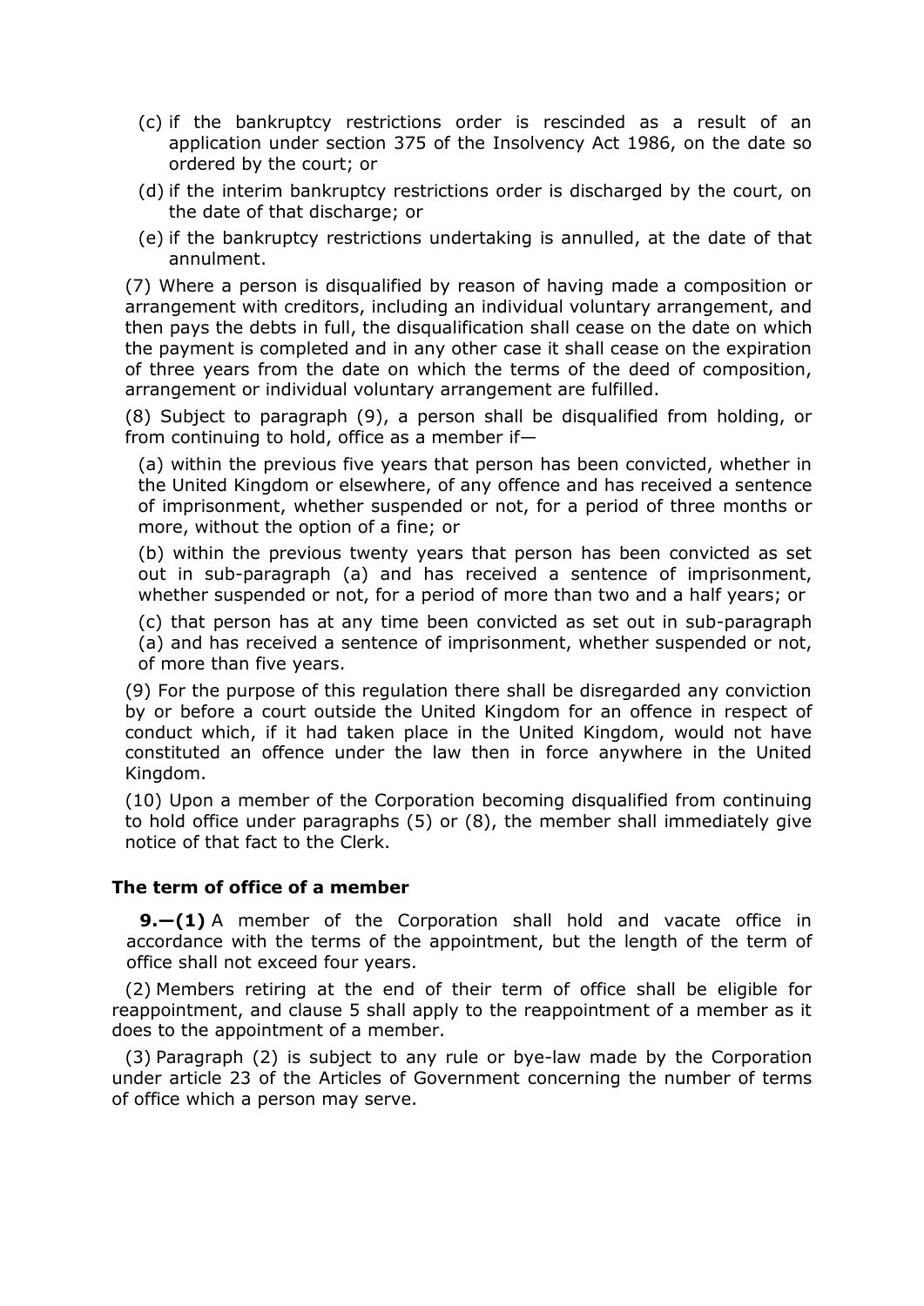(c) if the bankruptcy restrictions order is rescinded as a result of an application under section 375 of the Insolvency Act 1986, on the date so ordered by the court; or

(d) if the interim bankruptcy restrictions order is discharged by the court, on the date of that discharge; or

(e) if the bankruptcy restrictions undertaking is annulled, at the date of that annulment.

(7) Where a person is disqualified by reason of having made a composition or arrangement with creditors, including an individual voluntary arrangement, and then pays the debts in full, the disqualification shall cease on the date on which the payment is completed and in any other case it shall cease on the expiration of three years from the date on which the terms of the deed of composition, arrangement or individual voluntary arrangement are fulfilled.

(8) Subject to paragraph (9), a person shall be disqualified from holding, or from continuing to hold, office as a member if—

(a) within the previous five years that person has been convicted, whether in the United Kingdom or elsewhere, of any offence and has received a sentence of imprisonment, whether suspended or not, for a period of three months or more, without the option of a fine; or

(b) within the previous twenty years that person has been convicted as set out in sub-paragraph (a) and has received a sentence of imprisonment, whether suspended or not, for a period of more than two and a half years; or

(c) that person has at any time been convicted as set out in sub-paragraph (a) and has received a sentence of imprisonment, whether suspended or not, of more than five years.

(9) For the purpose of this regulation there shall be disregarded any conviction by or before a court outside the United Kingdom for an offence in respect of conduct which, if it had taken place in the United Kingdom, would not have constituted an offence under the law then in force anywhere in the United Kingdom.

(10) Upon a member of the Corporation becoming disqualified from continuing to hold office under paragraphs (5) or (8), the member shall immediately give notice of that fact to the Clerk.

### The term of office of a member

**9.—(1)** A member of the Corporation shall hold and vacate office in accordance with the terms of the appointment, but the length of the term of office shall not exceed four years.

(2) Members retiring at the end of their term of office shall be eligible for reappointment, and clause 5 shall apply to the reappointment of a member as it does to the appointment of a member.

(3) Paragraph (2) is subject to any rule or bye-law made by the Corporation under article 23 of the Articles of Government concerning the number of terms of office which a person may serve.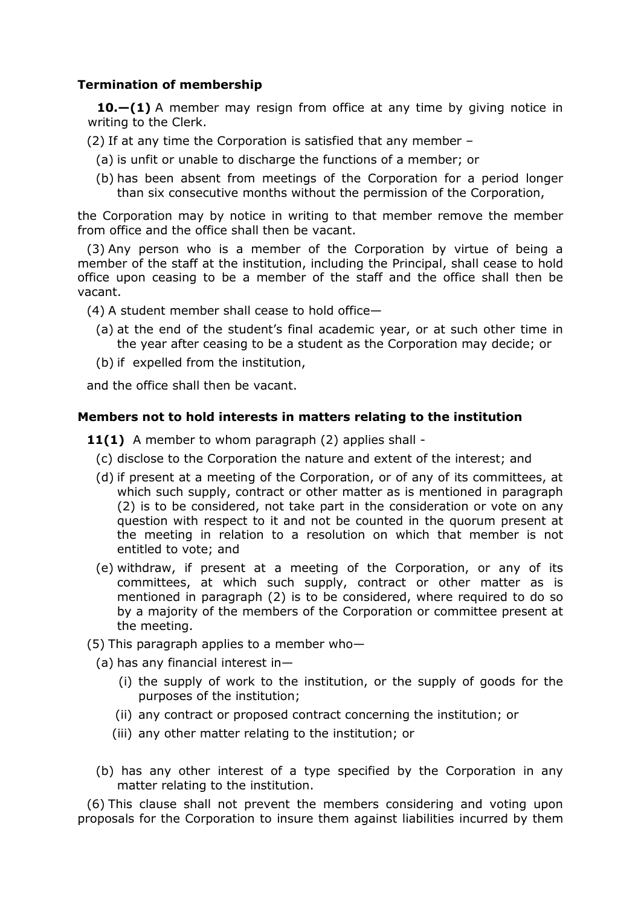**Termination of membership**

**10.—(1)** A member may resign from office at any time by giving notice in writing to the Clerk.

(2) If at any time the Corporation is satisfied that any member –

(a) is unfit or unable to discharge the functions of a member; or

(b) has been absent from meetings of the Corporation for a period longer than six consecutive months without the permission of the Corporation,

the Corporation may by notice in writing to that member remove the member from office and the office shall then be vacant.

(3) Any person who is a member of the Corporation by virtue of being a member of the staff at the institution, including the Principal, shall cease to hold office upon ceasing to be a member of the staff and the office shall then be vacant.

(4) A student member shall cease to hold office—

(a) at the end of the student's final academic year, or at such other time in the year after ceasing to be a student as the Corporation may decide; or

(b) if expelled from the institution,

and the office shall then be vacant.

**Members not to hold interests in matters relating to the institution**

**11(1)** A member to whom paragraph (2) applies shall -

(c) disclose to the Corporation the nature and extent of the interest; and

(d) if present at a meeting of the Corporation, or of any of its committees, at which such supply, contract or other matter as is mentioned in paragraph (2) is to be considered, not take part in the consideration or vote on any question with respect to it and not be counted in the quorum present at the meeting in relation to a resolution on which that member is not entitled to vote; and

(e) withdraw, if present at a meeting of the Corporation, or any of its committees, at which such supply, contract or other matter as is mentioned in paragraph (2) is to be considered, where required to do so by a majority of the members of the Corporation or committee present at the meeting.

(5) This paragraph applies to a member who—

(a) has any financial interest in—

(i) the supply of work to the institution, or the supply of goods for the purposes of the institution;

(ii) any contract or proposed contract concerning the institution; or

(iii) any other matter relating to the institution; or

(b) has any other interest of a type specified by the Corporation in any matter relating to the institution.

(6) This clause shall not prevent the members considering and voting upon proposals for the Corporation to insure them against liabilities incurred by them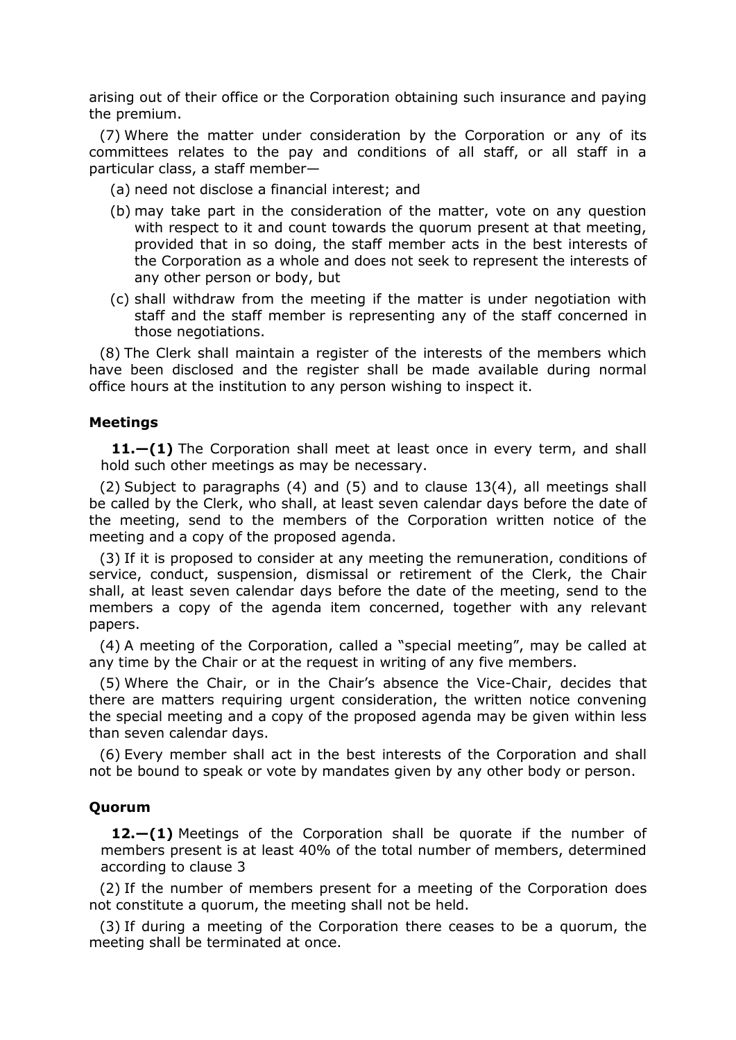arising out of their office or the Corporation obtaining such insurance and paying the premium.

(7) Where the matter under consideration by the Corporation or any of its committees relates to the pay and conditions of all staff, or all staff in a particular class, a staff member—

(a) need not disclose a financial interest; and

(b) may take part in the consideration of the matter, vote on any question with respect to it and count towards the quorum present at that meeting, provided that in so doing, the staff member acts in the best interests of the Corporation as a whole and does not seek to represent the interests of any other person or body, but

(c) shall withdraw from the meeting if the matter is under negotiation with staff and the staff member is representing any of the staff concerned in those negotiations.

(8) The Clerk shall maintain a register of the interests of the members which have been disclosed and the register shall be made available during normal office hours at the institution to any person wishing to inspect it.

### Meetings

**11.—(1)** The Corporation shall meet at least once in every term, and shall hold such other meetings as may be necessary.

(2) Subject to paragraphs (4) and (5) and to clause 13(4), all meetings shall be called by the Clerk, who shall, at least seven calendar days before the date of the meeting, send to the members of the Corporation written notice of the meeting and a copy of the proposed agenda.

(3) If it is proposed to consider at any meeting the remuneration, conditions of service, conduct, suspension, dismissal or retirement of the Clerk, the Chair shall, at least seven calendar days before the date of the meeting, send to the members a copy of the agenda item concerned, together with any relevant papers.

(4) A meeting of the Corporation, called a "special meeting", may be called at any time by the Chair or at the request in writing of any five members.

(5) Where the Chair, or in the Chair's absence the Vice-Chair, decides that there are matters requiring urgent consideration, the written notice convening the special meeting and a copy of the proposed agenda may be given within less than seven calendar days.

(6) Every member shall act in the best interests of the Corporation and shall not be bound to speak or vote by mandates given by any other body or person.

### Quorum

**12.—(1)** Meetings of the Corporation shall be quorate if the number of members present is at least 40% of the total number of members, determined according to clause 3

(2) If the number of members present for a meeting of the Corporation does not constitute a quorum, the meeting shall not be held.

(3) If during a meeting of the Corporation there ceases to be a quorum, the meeting shall be terminated at once.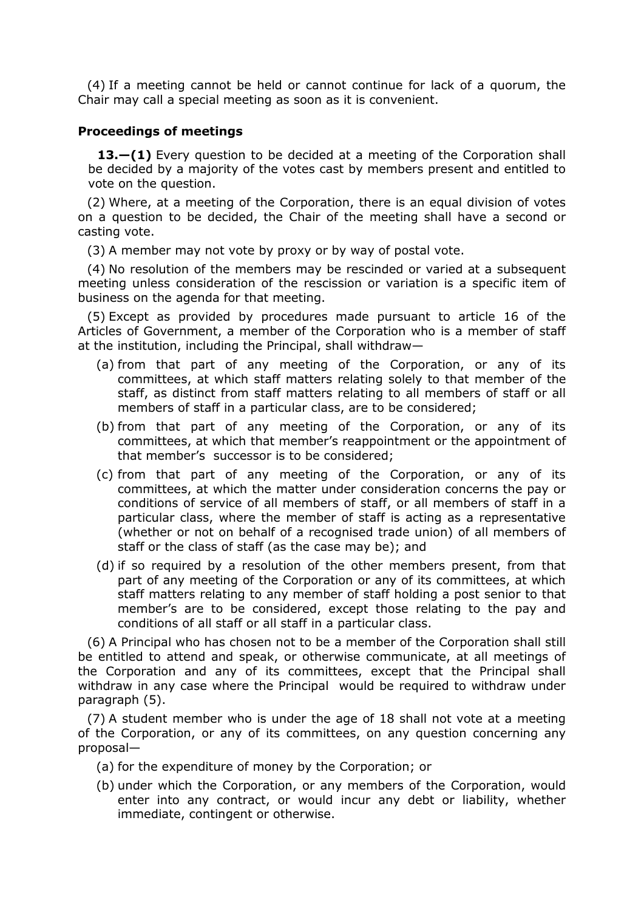(4) If a meeting cannot be held or cannot continue for lack of a quorum, the Chair may call a special meeting as soon as it is convenient.

### Proceedings of meetings

**13.—(1)** Every question to be decided at a meeting of the Corporation shall be decided by a majority of the votes cast by members present and entitled to vote on the question.

(2) Where, at a meeting of the Corporation, there is an equal division of votes on a question to be decided, the Chair of the meeting shall have a second or casting vote.

(3) A member may not vote by proxy or by way of postal vote.

(4) No resolution of the members may be rescinded or varied at a subsequent meeting unless consideration of the rescission or variation is a specific item of business on the agenda for that meeting.

(5) Except as provided by procedures made pursuant to article 16 of the Articles of Government, a member of the Corporation who is a member of staff at the institution, including the Principal, shall withdraw—

- (a) from that part of any meeting of the Corporation, or any of its committees, at which staff matters relating solely to that member of the staff, as distinct from staff matters relating to all members of staff or all members of staff in a particular class, are to be considered;
- (b) from that part of any meeting of the Corporation, or any of its committees, at which that member's reappointment or the appointment of that member's successor is to be considered;
- (c) from that part of any meeting of the Corporation, or any of its committees, at which the matter under consideration concerns the pay or conditions of service of all members of staff, or all members of staff in a particular class, where the member of staff is acting as a representative (whether or not on behalf of a recognised trade union) of all members of staff or the class of staff (as the case may be); and
- (d) if so required by a resolution of the other members present, from that part of any meeting of the Corporation or any of its committees, at which staff matters relating to any member of staff holding a post senior to that member's are to be considered, except those relating to the pay and conditions of all staff or all staff in a particular class.

(6) A Principal who has chosen not to be a member of the Corporation shall still be entitled to attend and speak, or otherwise communicate, at all meetings of the Corporation and any of its committees, except that the Principal shall withdraw in any case where the Principal would be required to withdraw under paragraph (5).

(7) A student member who is under the age of 18 shall not vote at a meeting of the Corporation, or any of its committees, on any question concerning any proposal—

- (a) for the expenditure of money by the Corporation; or
- (b) under which the Corporation, or any members of the Corporation, would enter into any contract, or would incur any debt or liability, whether immediate, contingent or otherwise.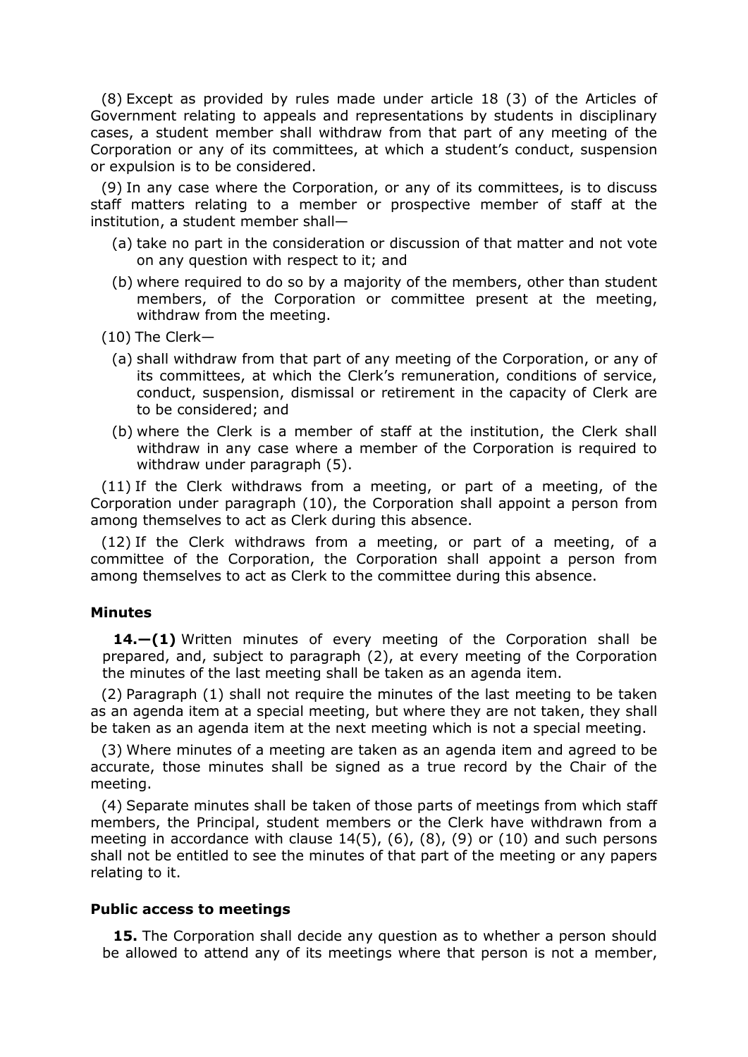(8) Except as provided by rules made under article 18 (3) of the Articles of Government relating to appeals and representations by students in disciplinary cases, a student member shall withdraw from that part of any meeting of the Corporation or any of its committees, at which a student's conduct, suspension or expulsion is to be considered.

(9) In any case where the Corporation, or any of its committees, is to discuss staff matters relating to a member or prospective member of staff at the institution, a student member shall—

(a) take no part in the consideration or discussion of that matter and not vote on any question with respect to it; and

(b) where required to do so by a majority of the members, other than student members, of the Corporation or committee present at the meeting, withdraw from the meeting.

(10) The Clerk—

(a) shall withdraw from that part of any meeting of the Corporation, or any of its committees, at which the Clerk's remuneration, conditions of service, conduct, suspension, dismissal or retirement in the capacity of Clerk are to be considered; and

(b) where the Clerk is a member of staff at the institution, the Clerk shall withdraw in any case where a member of the Corporation is required to withdraw under paragraph (5).

(11) If the Clerk withdraws from a meeting, or part of a meeting, of the Corporation under paragraph (10), the Corporation shall appoint a person from among themselves to act as Clerk during this absence.

(12) If the Clerk withdraws from a meeting, or part of a meeting, of a committee of the Corporation, the Corporation shall appoint a person from among themselves to act as Clerk to the committee during this absence.

### Minutes

**14.—(1)** Written minutes of every meeting of the Corporation shall be prepared, and, subject to paragraph (2), at every meeting of the Corporation the minutes of the last meeting shall be taken as an agenda item.

(2) Paragraph (1) shall not require the minutes of the last meeting to be taken as an agenda item at a special meeting, but where they are not taken, they shall be taken as an agenda item at the next meeting which is not a special meeting.

(3) Where minutes of a meeting are taken as an agenda item and agreed to be accurate, those minutes shall be signed as a true record by the Chair of the meeting.

(4) Separate minutes shall be taken of those parts of meetings from which staff members, the Principal, student members or the Clerk have withdrawn from a meeting in accordance with clause 14(5), (6), (8), (9) or (10) and such persons shall not be entitled to see the minutes of that part of the meeting or any papers relating to it.

### Public access to meetings

**15.** The Corporation shall decide any question as to whether a person should be allowed to attend any of its meetings where that person is not a member,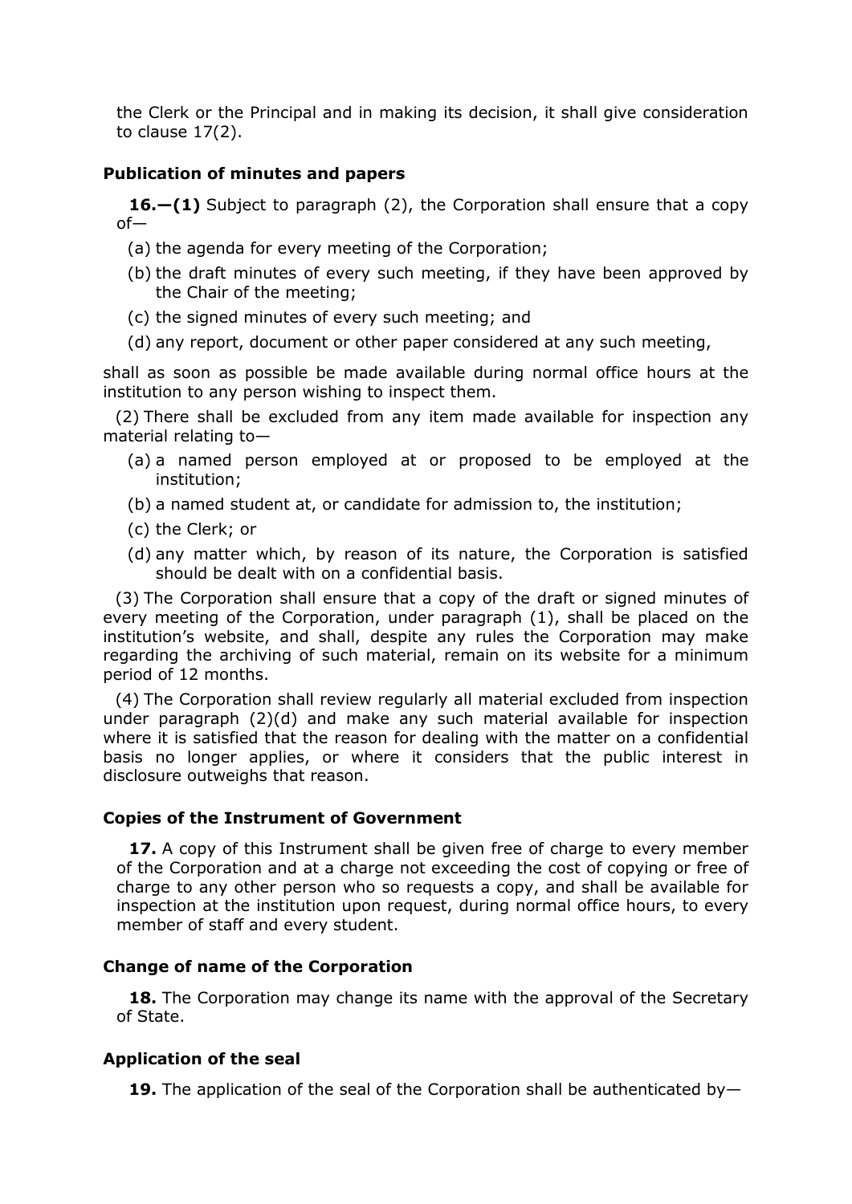the Clerk or the Principal and in making its decision, it shall give consideration to clause 17(2).

### Publication of minutes and papers

**16.—(1)** Subject to paragraph (2), the Corporation shall ensure that a copy of—

(a) the agenda for every meeting of the Corporation;

(b) the draft minutes of every such meeting, if they have been approved by the Chair of the meeting;

(c) the signed minutes of every such meeting; and

(d) any report, document or other paper considered at any such meeting,

shall as soon as possible be made available during normal office hours at the institution to any person wishing to inspect them.

(2) There shall be excluded from any item made available for inspection any material relating to—

(a) a named person employed at or proposed to be employed at the institution;

(b) a named student at, or candidate for admission to, the institution;

(c) the Clerk; or

(d) any matter which, by reason of its nature, the Corporation is satisfied should be dealt with on a confidential basis.

(3) The Corporation shall ensure that a copy of the draft or signed minutes of every meeting of the Corporation, under paragraph (1), shall be placed on the institution's website, and shall, despite any rules the Corporation may make regarding the archiving of such material, remain on its website for a minimum period of 12 months.

(4) The Corporation shall review regularly all material excluded from inspection under paragraph (2)(d) and make any such material available for inspection where it is satisfied that the reason for dealing with the matter on a confidential basis no longer applies, or where it considers that the public interest in disclosure outweighs that reason.

### Copies of the Instrument of Government

**17.** A copy of this Instrument shall be given free of charge to every member of the Corporation and at a charge not exceeding the cost of copying or free of charge to any other person who so requests a copy, and shall be available for inspection at the institution upon request, during normal office hours, to every member of staff and every student.

### Change of name of the Corporation

**18.** The Corporation may change its name with the approval of the Secretary of State.

### Application of the seal

**19.** The application of the seal of the Corporation shall be authenticated by—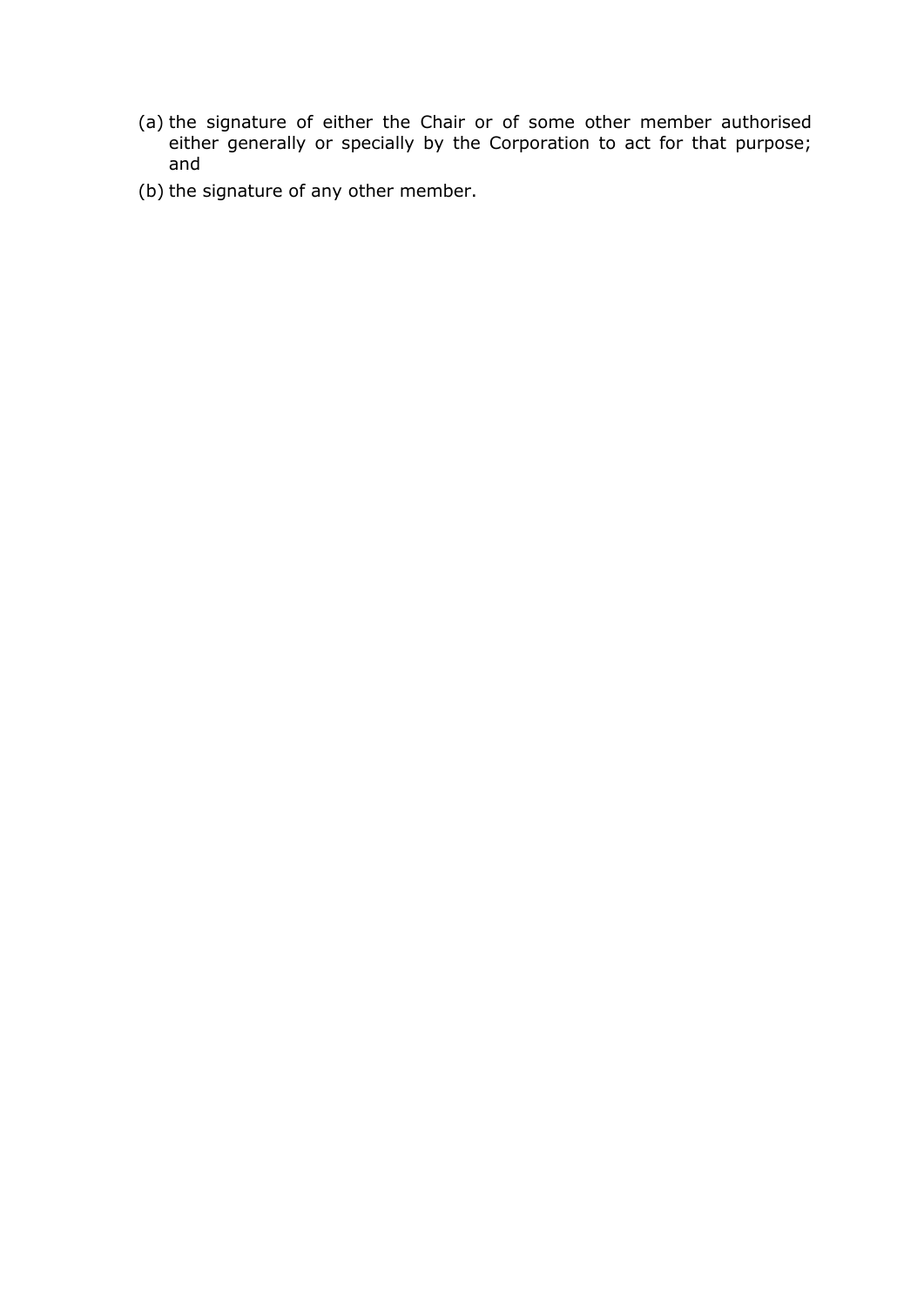(a) the signature of either the Chair or of some other member authorised either generally or specially by the Corporation to act for that purpose; and

(b) the signature of any other member.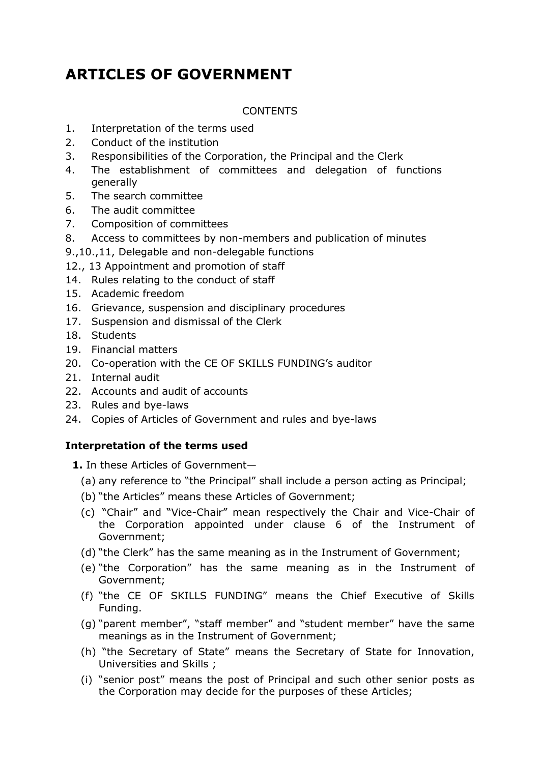# ARTICLES OF GOVERNMENT

CONTENTS

1. Interpretation of the terms used
2. Conduct of the institution
3. Responsibilities of the Corporation, the Principal and the Clerk
4. The establishment of committees and delegation of functions generally
5. The search committee
6. The audit committee
7. Composition of committees
8. Access to committees by non-members and publication of minutes

9.,10.,11, Delegable and non-delegable functions

12., 13 Appointment and promotion of staff

14. Rules relating to the conduct of staff
15. Academic freedom
16. Grievance, suspension and disciplinary procedures
17. Suspension and dismissal of the Clerk
18. Students
19. Financial matters
20. Co-operation with the CE OF SKILLS FUNDING's auditor
21. Internal audit
22. Accounts and audit of accounts
23. Rules and bye-laws
24. Copies of Articles of Government and rules and bye-laws

### Interpretation of the terms used

**1.** In these Articles of Government—

(a) any reference to "the Principal" shall include a person acting as Principal;

(b) "the Articles" means these Articles of Government;

(c) "Chair" and "Vice-Chair" mean respectively the Chair and Vice-Chair of the Corporation appointed under clause 6 of the Instrument of Government;

(d) "the Clerk" has the same meaning as in the Instrument of Government;

(e) "the Corporation" has the same meaning as in the Instrument of Government;

(f) "the CE OF SKILLS FUNDING" means the Chief Executive of Skills Funding.

(g) "parent member", "staff member" and "student member" have the same meanings as in the Instrument of Government;

(h) "the Secretary of State" means the Secretary of State for Innovation, Universities and Skills ;

(i) "senior post" means the post of Principal and such other senior posts as the Corporation may decide for the purposes of these Articles;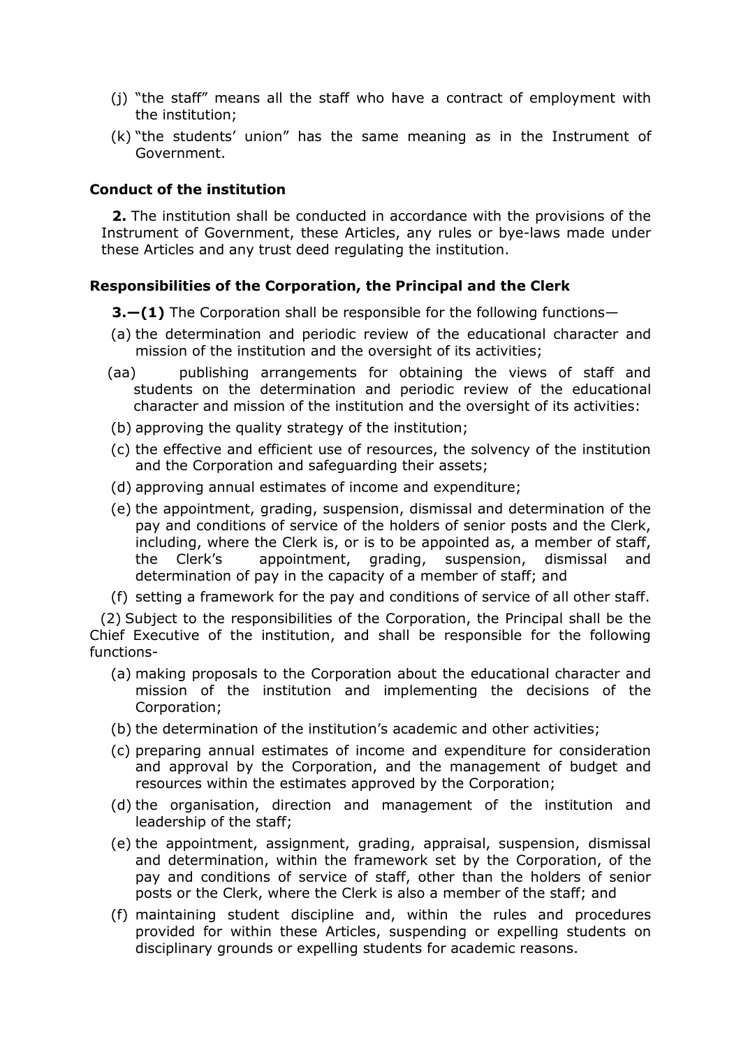(j) "the staff" means all the staff who have a contract of employment with the institution;

(k) "the students' union" has the same meaning as in the Instrument of Government.

### Conduct of the institution

**2.** The institution shall be conducted in accordance with the provisions of the Instrument of Government, these Articles, any rules or bye-laws made under these Articles and any trust deed regulating the institution.

### Responsibilities of the Corporation, the Principal and the Clerk

**3.—(1)** The Corporation shall be responsible for the following functions—

(a) the determination and periodic review of the educational character and mission of the institution and the oversight of its activities;

(aa) publishing arrangements for obtaining the views of staff and students on the determination and periodic review of the educational character and mission of the institution and the oversight of its activities:

(b) approving the quality strategy of the institution;

(c) the effective and efficient use of resources, the solvency of the institution and the Corporation and safeguarding their assets;

(d) approving annual estimates of income and expenditure;

(e) the appointment, grading, suspension, dismissal and determination of the pay and conditions of service of the holders of senior posts and the Clerk, including, where the Clerk is, or is to be appointed as, a member of staff, the Clerk's appointment, grading, suspension, dismissal and determination of pay in the capacity of a member of staff; and

(f) setting a framework for the pay and conditions of service of all other staff.

(2) Subject to the responsibilities of the Corporation, the Principal shall be the Chief Executive of the institution, and shall be responsible for the following functions-

(a) making proposals to the Corporation about the educational character and mission of the institution and implementing the decisions of the Corporation;

(b) the determination of the institution's academic and other activities;

(c) preparing annual estimates of income and expenditure for consideration and approval by the Corporation, and the management of budget and resources within the estimates approved by the Corporation;

(d) the organisation, direction and management of the institution and leadership of the staff;

(e) the appointment, assignment, grading, appraisal, suspension, dismissal and determination, within the framework set by the Corporation, of the pay and conditions of service of staff, other than the holders of senior posts or the Clerk, where the Clerk is also a member of the staff; and

(f) maintaining student discipline and, within the rules and procedures provided for within these Articles, suspending or expelling students on disciplinary grounds or expelling students for academic reasons.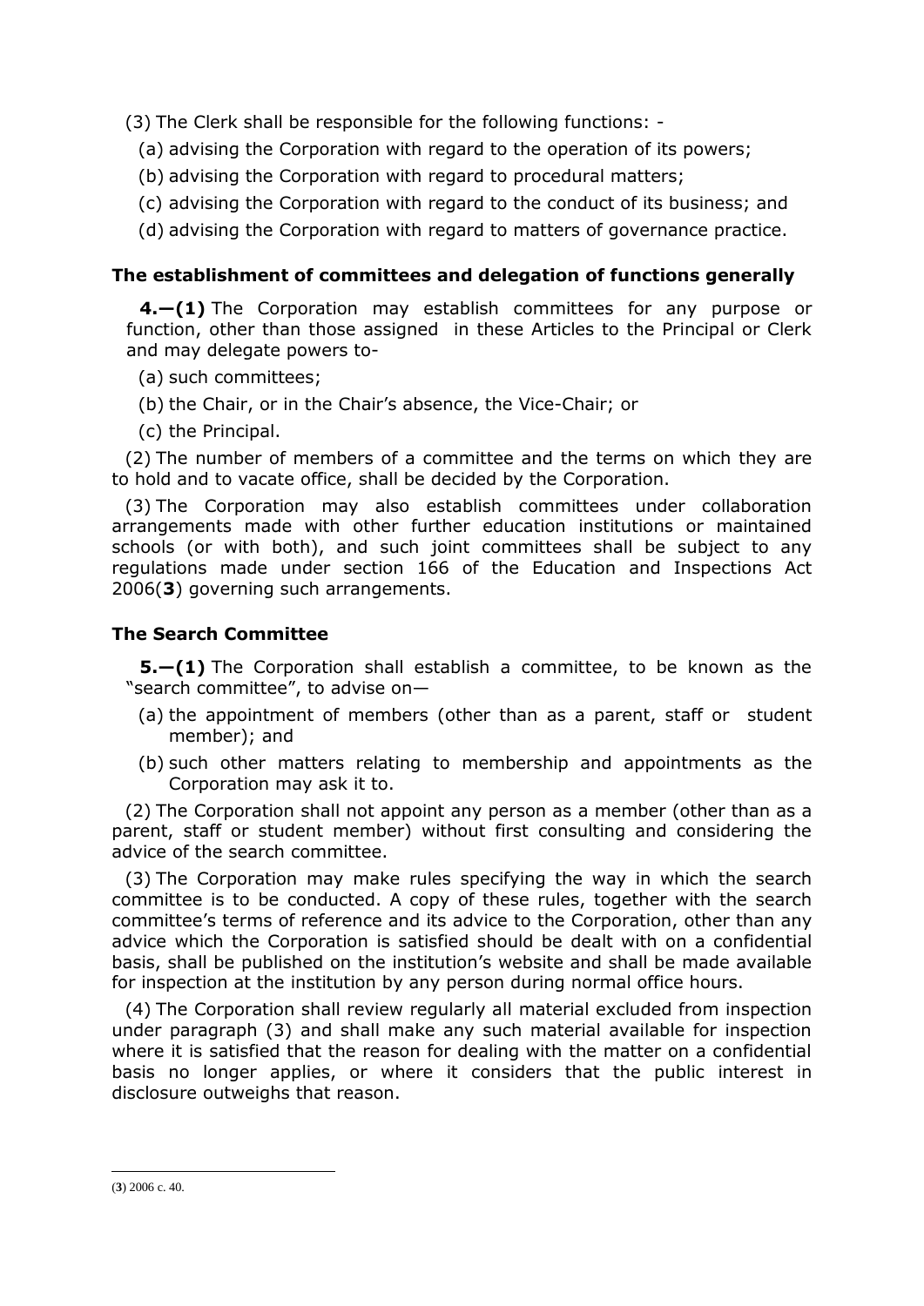(3) The Clerk shall be responsible for the following functions: -

(a) advising the Corporation with regard to the operation of its powers;

(b) advising the Corporation with regard to procedural matters;

(c) advising the Corporation with regard to the conduct of its business; and

(d) advising the Corporation with regard to matters of governance practice.

**The establishment of committees and delegation of functions generally**

**4.—(1)** The Corporation may establish committees for any purpose or function, other than those assigned in these Articles to the Principal or Clerk and may delegate powers to-

(a) such committees;

(b) the Chair, or in the Chair's absence, the Vice-Chair; or

(c) the Principal.

(2) The number of members of a committee and the terms on which they are to hold and to vacate office, shall be decided by the Corporation.

(3) The Corporation may also establish committees under collaboration arrangements made with other further education institutions or maintained schools (or with both), and such joint committees shall be subject to any regulations made under section 166 of the Education and Inspections Act 2006(**3**) governing such arrangements.

**The Search Committee**

**5.—(1)** The Corporation shall establish a committee, to be known as the "search committee", to advise on—

(a) the appointment of members (other than as a parent, staff or student member); and

(b) such other matters relating to membership and appointments as the Corporation may ask it to.

(2) The Corporation shall not appoint any person as a member (other than as a parent, staff or student member) without first consulting and considering the advice of the search committee.

(3) The Corporation may make rules specifying the way in which the search committee is to be conducted. A copy of these rules, together with the search committee's terms of reference and its advice to the Corporation, other than any advice which the Corporation is satisfied should be dealt with on a confidential basis, shall be published on the institution's website and shall be made available for inspection at the institution by any person during normal office hours.

(4) The Corporation shall review regularly all material excluded from inspection under paragraph (3) and shall make any such material available for inspection where it is satisfied that the reason for dealing with the matter on a confidential basis no longer applies, or where it considers that the public interest in disclosure outweighs that reason.

(**3**) 2006 c. 40.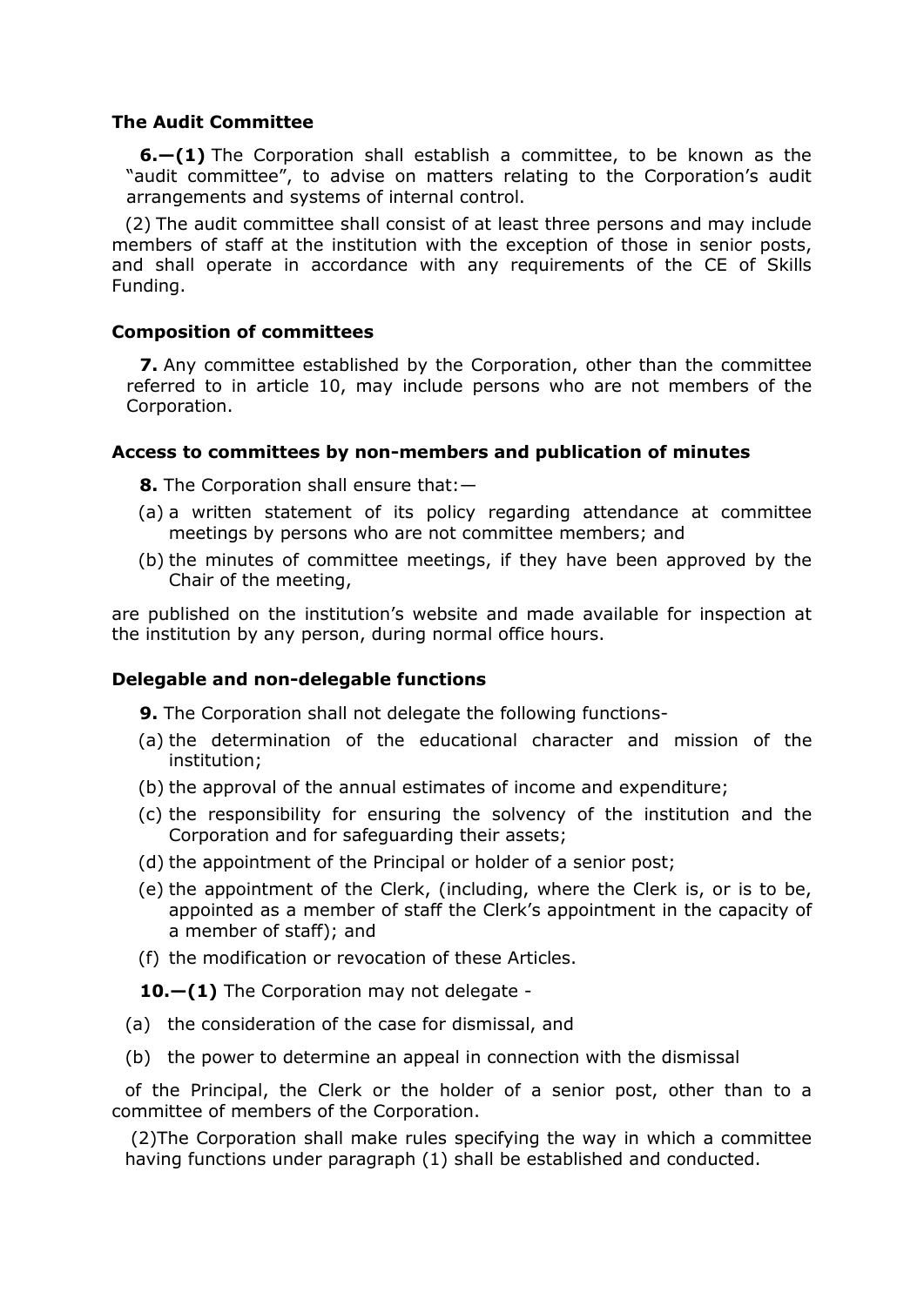### The Audit Committee

**6.—(1)** The Corporation shall establish a committee, to be known as the "audit committee", to advise on matters relating to the Corporation's audit arrangements and systems of internal control.

(2) The audit committee shall consist of at least three persons and may include members of staff at the institution with the exception of those in senior posts, and shall operate in accordance with any requirements of the CE of Skills Funding.

### Composition of committees

**7.** Any committee established by the Corporation, other than the committee referred to in article 10, may include persons who are not members of the Corporation.

### Access to committees by non-members and publication of minutes

**8.** The Corporation shall ensure that:—

(a) a written statement of its policy regarding attendance at committee meetings by persons who are not committee members; and

(b) the minutes of committee meetings, if they have been approved by the Chair of the meeting,

are published on the institution's website and made available for inspection at the institution by any person, during normal office hours.

### Delegable and non-delegable functions

**9.** The Corporation shall not delegate the following functions-

(a) the determination of the educational character and mission of the institution;

(b) the approval of the annual estimates of income and expenditure;

(c) the responsibility for ensuring the solvency of the institution and the Corporation and for safeguarding their assets;

(d) the appointment of the Principal or holder of a senior post;

(e) the appointment of the Clerk, (including, where the Clerk is, or is to be, appointed as a member of staff the Clerk's appointment in the capacity of a member of staff); and

(f) the modification or revocation of these Articles.

**10.—(1)** The Corporation may not delegate -

(a) the consideration of the case for dismissal, and

(b) the power to determine an appeal in connection with the dismissal

of the Principal, the Clerk or the holder of a senior post, other than to a committee of members of the Corporation.

(2)The Corporation shall make rules specifying the way in which a committee having functions under paragraph (1) shall be established and conducted.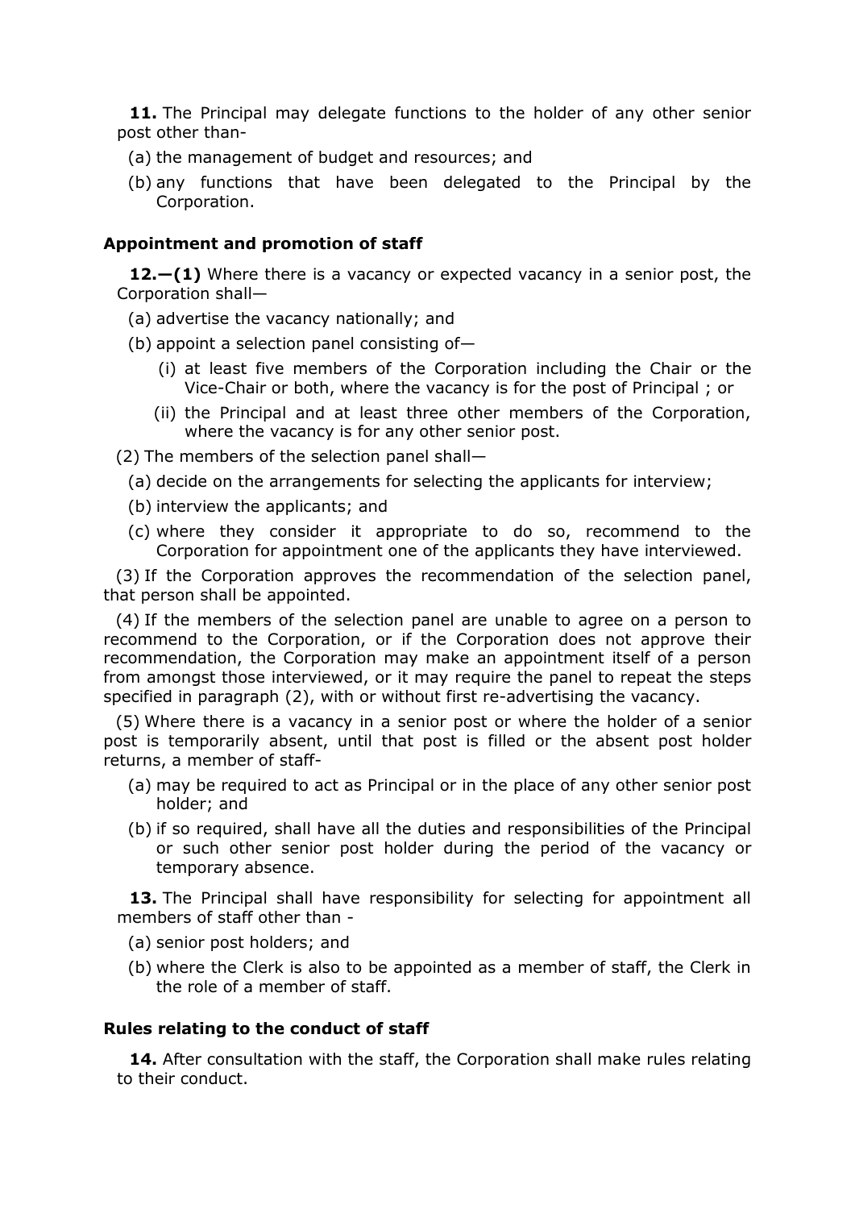**11.** The Principal may delegate functions to the holder of any other senior post other than-

(a) the management of budget and resources; and

(b) any functions that have been delegated to the Principal by the Corporation.

### Appointment and promotion of staff

**12.—(1)** Where there is a vacancy or expected vacancy in a senior post, the Corporation shall—

(a) advertise the vacancy nationally; and

(b) appoint a selection panel consisting of—

(i) at least five members of the Corporation including the Chair or the Vice-Chair or both, where the vacancy is for the post of Principal ; or

(ii) the Principal and at least three other members of the Corporation, where the vacancy is for any other senior post.

(2) The members of the selection panel shall—

(a) decide on the arrangements for selecting the applicants for interview;

(b) interview the applicants; and

(c) where they consider it appropriate to do so, recommend to the Corporation for appointment one of the applicants they have interviewed.

(3) If the Corporation approves the recommendation of the selection panel, that person shall be appointed.

(4) If the members of the selection panel are unable to agree on a person to recommend to the Corporation, or if the Corporation does not approve their recommendation, the Corporation may make an appointment itself of a person from amongst those interviewed, or it may require the panel to repeat the steps specified in paragraph (2), with or without first re-advertising the vacancy.

(5) Where there is a vacancy in a senior post or where the holder of a senior post is temporarily absent, until that post is filled or the absent post holder returns, a member of staff-

(a) may be required to act as Principal or in the place of any other senior post holder; and

(b) if so required, shall have all the duties and responsibilities of the Principal or such other senior post holder during the period of the vacancy or temporary absence.

**13.** The Principal shall have responsibility for selecting for appointment all members of staff other than -

(a) senior post holders; and

(b) where the Clerk is also to be appointed as a member of staff, the Clerk in the role of a member of staff.

### Rules relating to the conduct of staff

**14.** After consultation with the staff, the Corporation shall make rules relating to their conduct.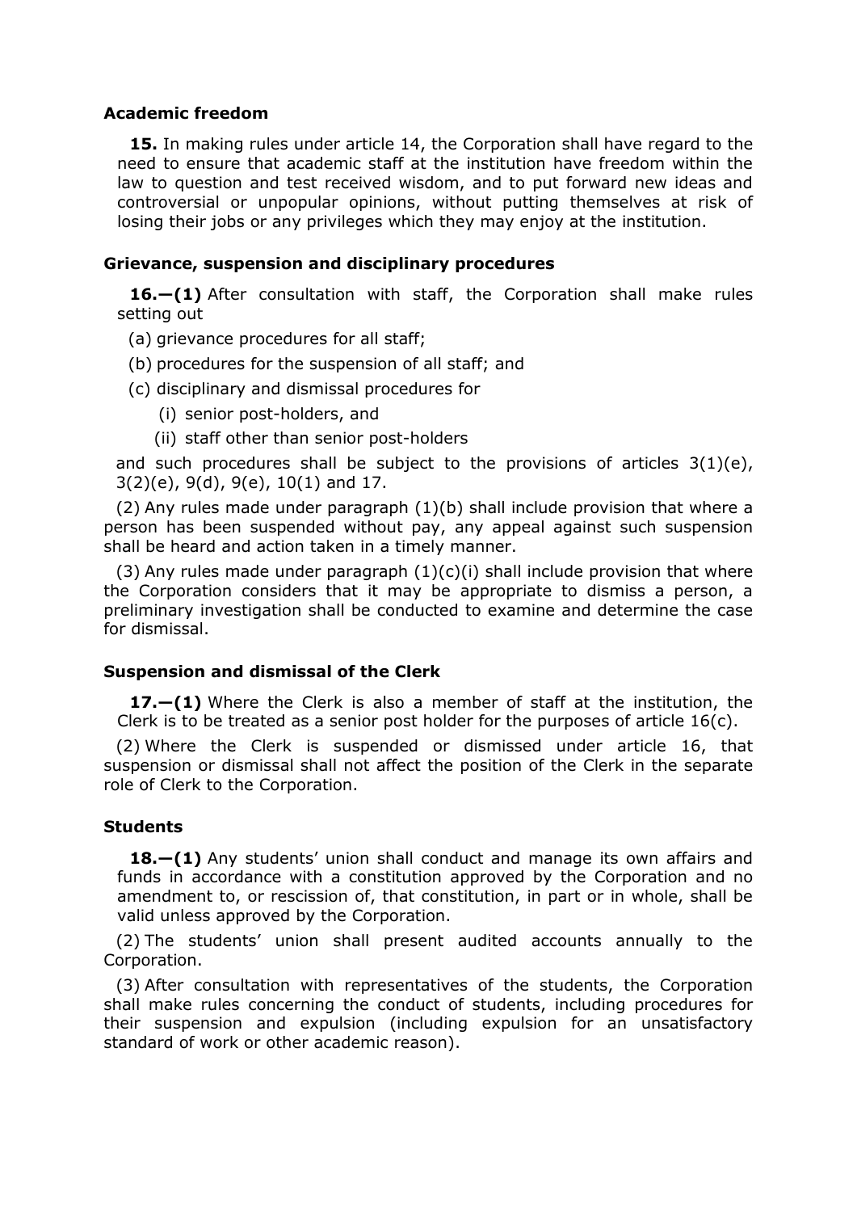### Academic freedom

**15.** In making rules under article 14, the Corporation shall have regard to the need to ensure that academic staff at the institution have freedom within the law to question and test received wisdom, and to put forward new ideas and controversial or unpopular opinions, without putting themselves at risk of losing their jobs or any privileges which they may enjoy at the institution.

### Grievance, suspension and disciplinary procedures

**16.—(1)** After consultation with staff, the Corporation shall make rules setting out

(a) grievance procedures for all staff;

(b) procedures for the suspension of all staff; and

(c) disciplinary and dismissal procedures for

(i) senior post-holders, and

(ii) staff other than senior post-holders

and such procedures shall be subject to the provisions of articles 3(1)(e), 3(2)(e), 9(d), 9(e), 10(1) and 17.

(2) Any rules made under paragraph (1)(b) shall include provision that where a person has been suspended without pay, any appeal against such suspension shall be heard and action taken in a timely manner.

(3) Any rules made under paragraph (1)(c)(i) shall include provision that where the Corporation considers that it may be appropriate to dismiss a person, a preliminary investigation shall be conducted to examine and determine the case for dismissal.

### Suspension and dismissal of the Clerk

**17.—(1)** Where the Clerk is also a member of staff at the institution, the Clerk is to be treated as a senior post holder for the purposes of article 16(c).

(2) Where the Clerk is suspended or dismissed under article 16, that suspension or dismissal shall not affect the position of the Clerk in the separate role of Clerk to the Corporation.

### Students

**18.—(1)** Any students' union shall conduct and manage its own affairs and funds in accordance with a constitution approved by the Corporation and no amendment to, or rescission of, that constitution, in part or in whole, shall be valid unless approved by the Corporation.

(2) The students' union shall present audited accounts annually to the Corporation.

(3) After consultation with representatives of the students, the Corporation shall make rules concerning the conduct of students, including procedures for their suspension and expulsion (including expulsion for an unsatisfactory standard of work or other academic reason).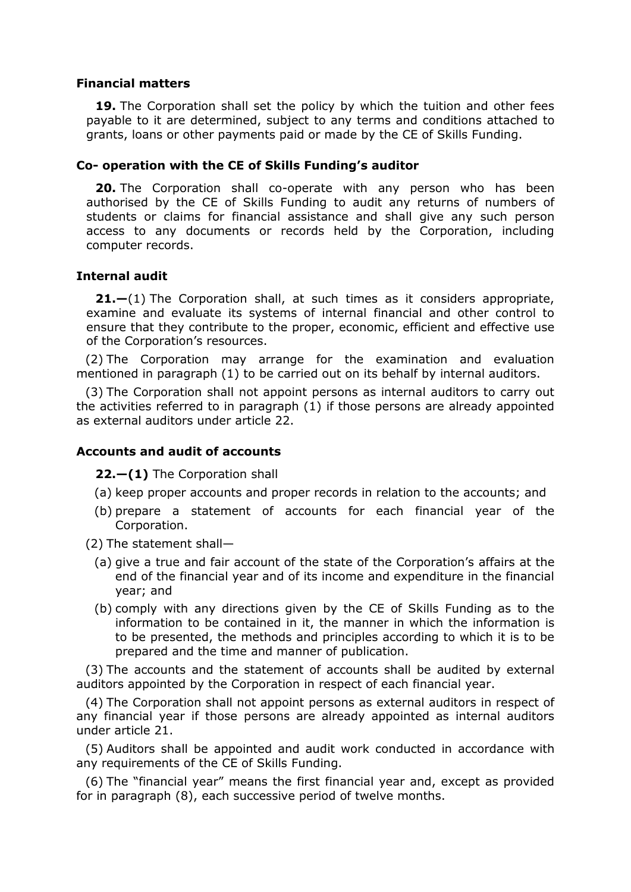### Financial matters

**19.** The Corporation shall set the policy by which the tuition and other fees payable to it are determined, subject to any terms and conditions attached to grants, loans or other payments paid or made by the CE of Skills Funding.

### Co- operation with the CE of Skills Funding's auditor

**20.** The Corporation shall co-operate with any person who has been authorised by the CE of Skills Funding to audit any returns of numbers of students or claims for financial assistance and shall give any such person access to any documents or records held by the Corporation, including computer records.

### Internal audit

**21.—**(1) The Corporation shall, at such times as it considers appropriate, examine and evaluate its systems of internal financial and other control to ensure that they contribute to the proper, economic, efficient and effective use of the Corporation's resources.

(2) The Corporation may arrange for the examination and evaluation mentioned in paragraph (1) to be carried out on its behalf by internal auditors.

(3) The Corporation shall not appoint persons as internal auditors to carry out the activities referred to in paragraph (1) if those persons are already appointed as external auditors under article 22.

### Accounts and audit of accounts

**22.—(1)** The Corporation shall

(a) keep proper accounts and proper records in relation to the accounts; and

(b) prepare a statement of accounts for each financial year of the Corporation.

(2) The statement shall—

(a) give a true and fair account of the state of the Corporation's affairs at the end of the financial year and of its income and expenditure in the financial year; and

(b) comply with any directions given by the CE of Skills Funding as to the information to be contained in it, the manner in which the information is to be presented, the methods and principles according to which it is to be prepared and the time and manner of publication.

(3) The accounts and the statement of accounts shall be audited by external auditors appointed by the Corporation in respect of each financial year.

(4) The Corporation shall not appoint persons as external auditors in respect of any financial year if those persons are already appointed as internal auditors under article 21.

(5) Auditors shall be appointed and audit work conducted in accordance with any requirements of the CE of Skills Funding.

(6) The "financial year" means the first financial year and, except as provided for in paragraph (8), each successive period of twelve months.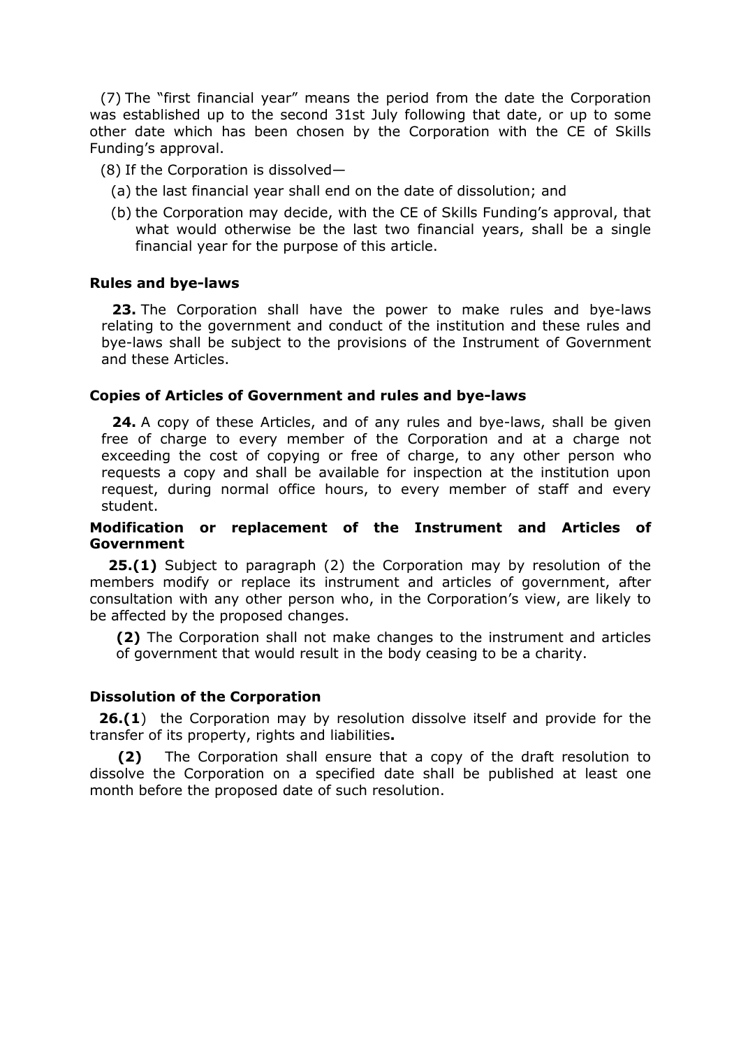(7) The "first financial year" means the period from the date the Corporation was established up to the second 31st July following that date, or up to some other date which has been chosen by the Corporation with the CE of Skills Funding's approval.

(8) If the Corporation is dissolved—

(a) the last financial year shall end on the date of dissolution; and

(b) the Corporation may decide, with the CE of Skills Funding's approval, that what would otherwise be the last two financial years, shall be a single financial year for the purpose of this article.

**Rules and bye-laws**

**23.** The Corporation shall have the power to make rules and bye-laws relating to the government and conduct of the institution and these rules and bye-laws shall be subject to the provisions of the Instrument of Government and these Articles.

**Copies of Articles of Government and rules and bye-laws**

**24.** A copy of these Articles, and of any rules and bye-laws, shall be given free of charge to every member of the Corporation and at a charge not exceeding the cost of copying or free of charge, to any other person who requests a copy and shall be available for inspection at the institution upon request, during normal office hours, to every member of staff and every student.

**Modification or replacement of the Instrument and Articles of Government**

**25.(1)** Subject to paragraph (2) the Corporation may by resolution of the members modify or replace its instrument and articles of government, after consultation with any other person who, in the Corporation's view, are likely to be affected by the proposed changes.

**(2)** The Corporation shall not make changes to the instrument and articles of government that would result in the body ceasing to be a charity.

**Dissolution of the Corporation**

**26.(1**) the Corporation may by resolution dissolve itself and provide for the transfer of its property, rights and liabilities**.**

**(2)** The Corporation shall ensure that a copy of the draft resolution to dissolve the Corporation on a specified date shall be published at least one month before the proposed date of such resolution.